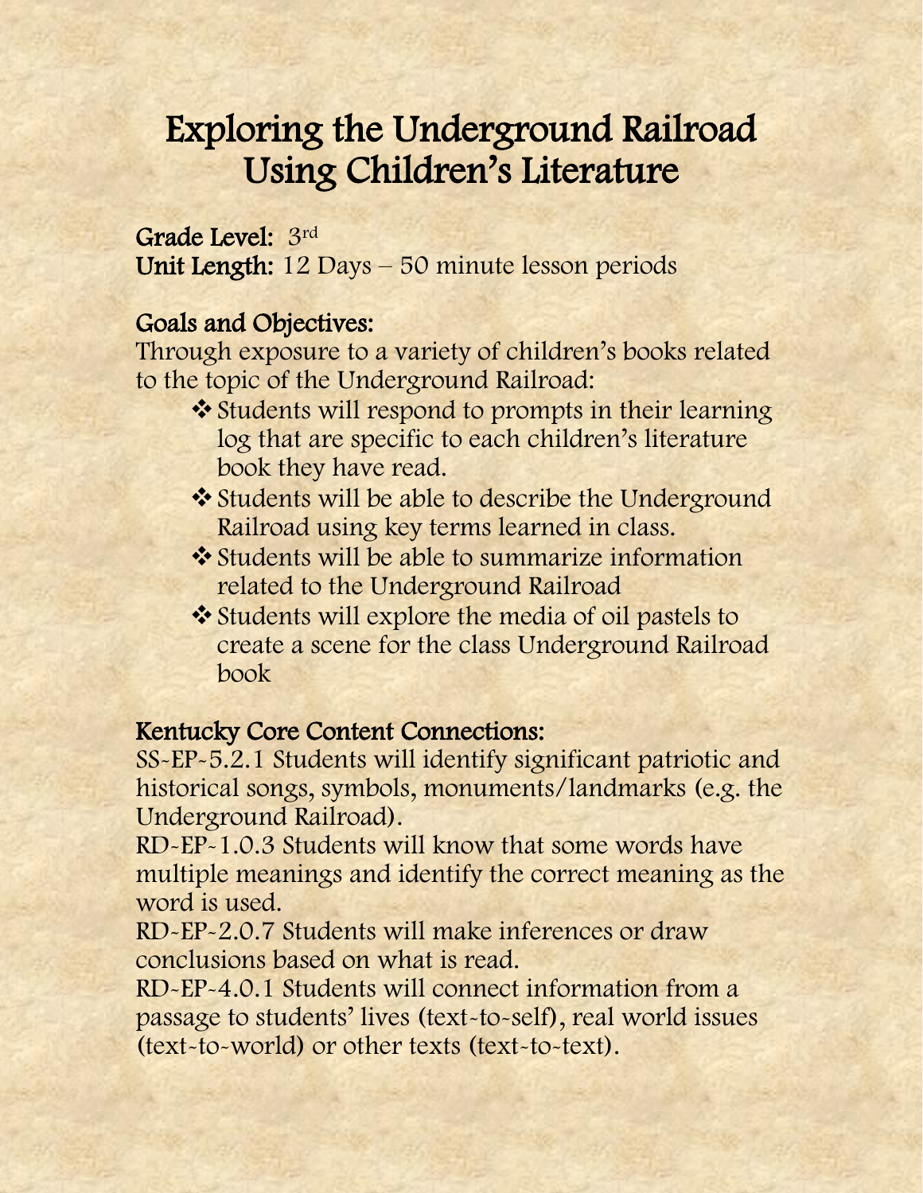# Exploring the Underground Railroad Using Children's Literature

**Grade Level:** 3rd
**Unit Length:** 12 Days – 50 minute lesson periods

## Goals and Objectives:

Through exposure to a variety of children's books related to the topic of the Underground Railroad:

- Students will respond to prompts in their learning log that are specific to each children's literature book they have read.
- Students will be able to describe the Underground Railroad using key terms learned in class.
- Students will be able to summarize information related to the Underground Railroad
- Students will explore the media of oil pastels to create a scene for the class Underground Railroad book

## Kentucky Core Content Connections:

SS-EP-5.2.1 Students will identify significant patriotic and historical songs, symbols, monuments/landmarks (e.g. the Underground Railroad).
RD-EP-1.0.3 Students will know that some words have multiple meanings and identify the correct meaning as the word is used.
RD-EP-2.0.7 Students will make inferences or draw conclusions based on what is read.
RD-EP-4.0.1 Students will connect information from a passage to students' lives (text-to-self), real world issues (text-to-world) or other texts (text-to-text).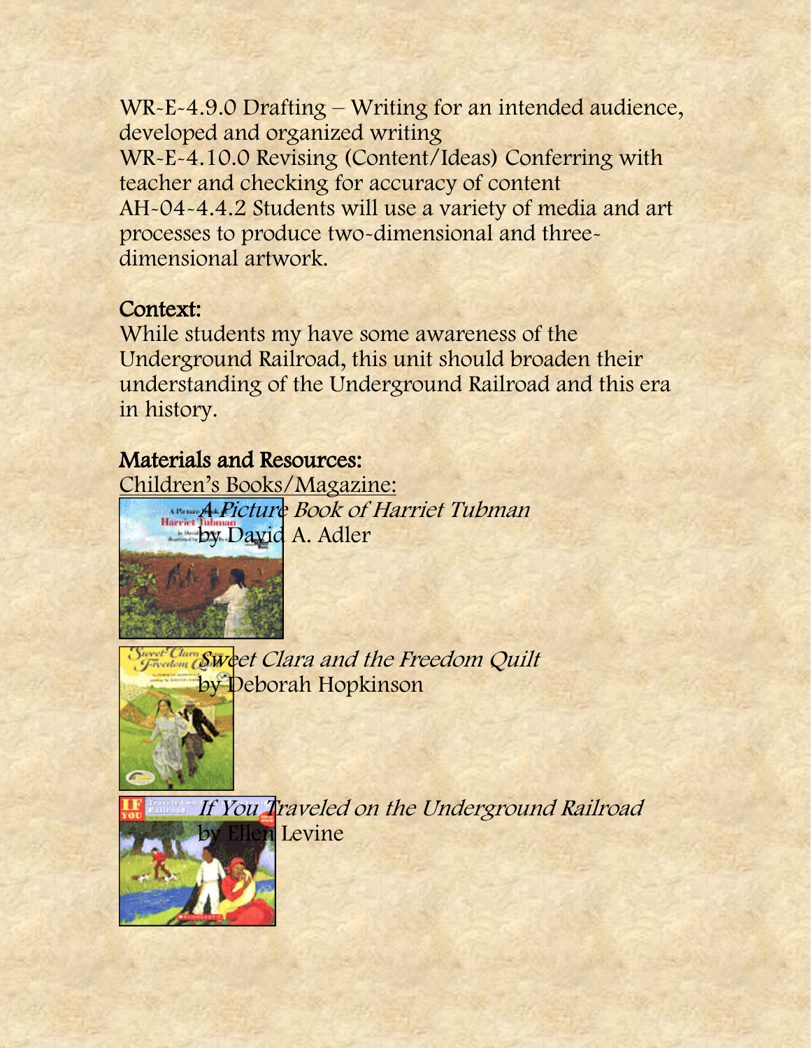WR-E-4.9.0 Drafting – Writing for an intended audience, developed and organized writing
WR-E-4.10.0 Revising (Content/Ideas) Conferring with teacher and checking for accuracy of content
AH-04-4.4.2 Students will use a variety of media and art processes to produce two-dimensional and three-dimensional artwork.

**Context:**
While students my have some awareness of the Underground Railroad, this unit should broaden their understanding of the Underground Railroad and this era in history.

**Materials and Resources:**

Children's Books/Magazine:

*A Picture Book of Harriet Tubman*
by David A. Adler

*Sweet Clara and the Freedom Quilt*
by Deborah Hopkinson

*If You Traveled on the Underground Railroad*
by Ellen Levine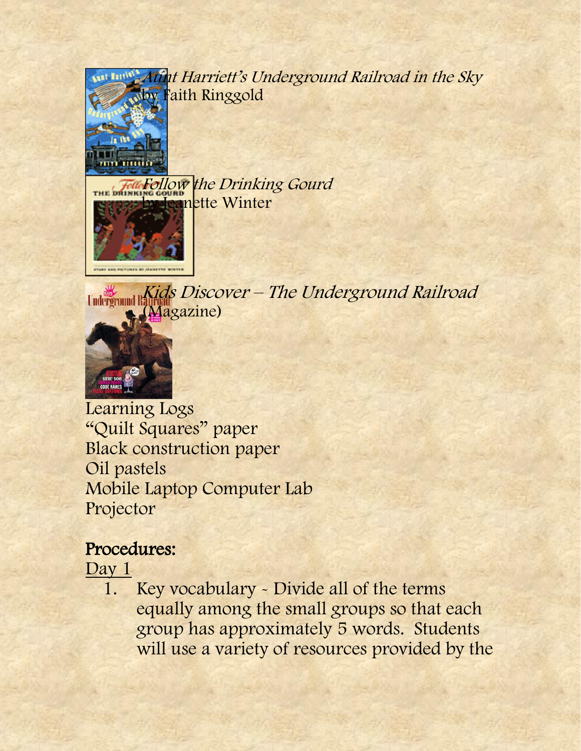*Aunt Harriett's Underground Railroad in the Sky*
by Faith Ringgold

*Follow the Drinking Gourd*
by Jeanette Winter

*Kids Discover – The Underground Railroad*
(Magazine)

Learning Logs
"Quilt Squares" paper
Black construction paper
Oil pastels
Mobile Laptop Computer Lab
Projector

## Procedures:

Day 1

1. Key vocabulary - Divide all of the terms equally among the small groups so that each group has approximately 5 words. Students will use a variety of resources provided by the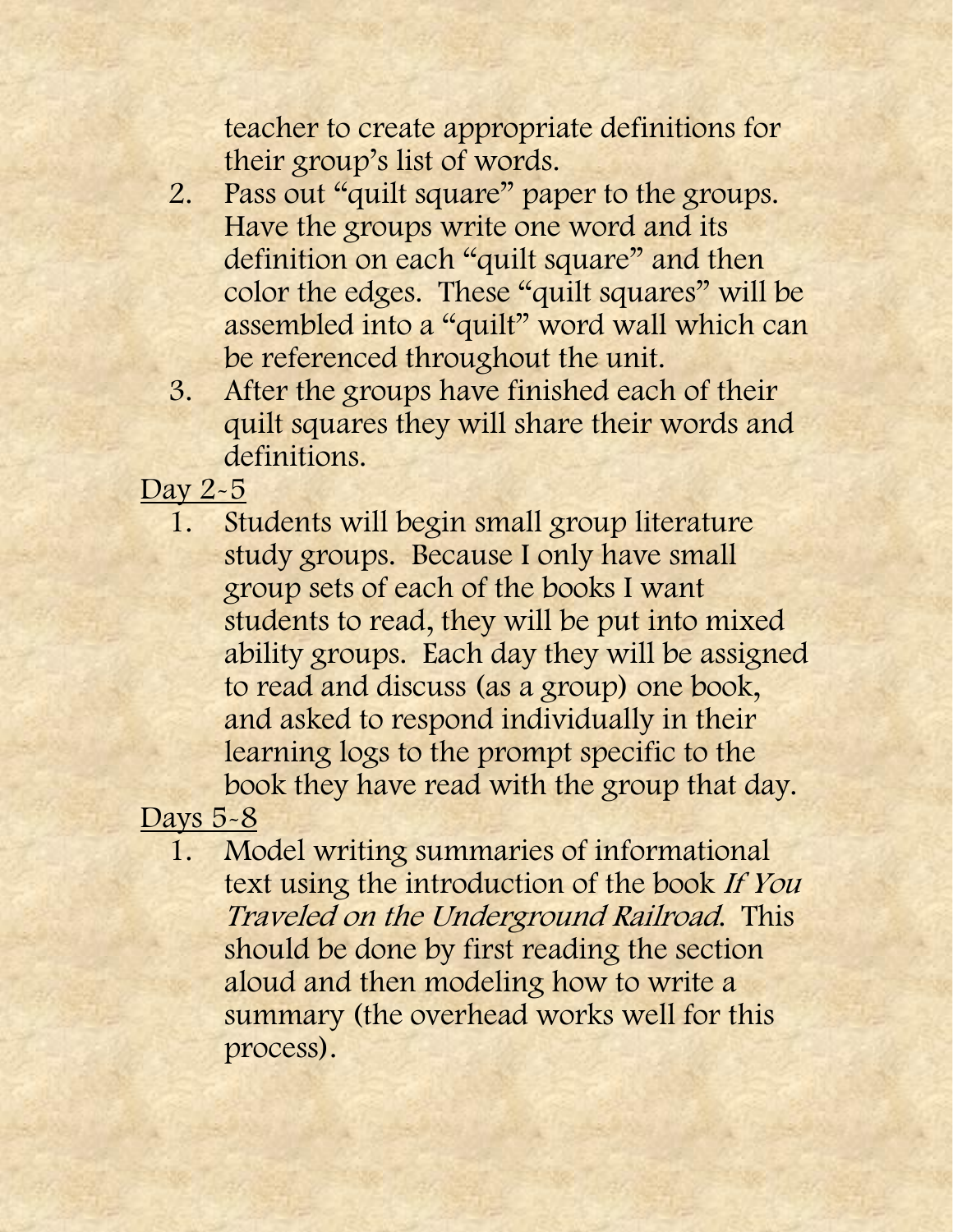teacher to create appropriate definitions for their group's list of words.

2. Pass out "quilt square" paper to the groups. Have the groups write one word and its definition on each "quilt square" and then color the edges. These "quilt squares" will be assembled into a "quilt" word wall which can be referenced throughout the unit.
3. After the groups have finished each of their quilt squares they will share their words and definitions.

<u>Day 2-5</u>

1. Students will begin small group literature study groups. Because I only have small group sets of each of the books I want students to read, they will be put into mixed ability groups. Each day they will be assigned to read and discuss (as a group) one book, and asked to respond individually in their learning logs to the prompt specific to the book they have read with the group that day.

<u>Days 5-8</u>

1. Model writing summaries of informational text using the introduction of the book *If You Traveled on the Underground Railroad*. This should be done by first reading the section aloud and then modeling how to write a summary (the overhead works well for this process).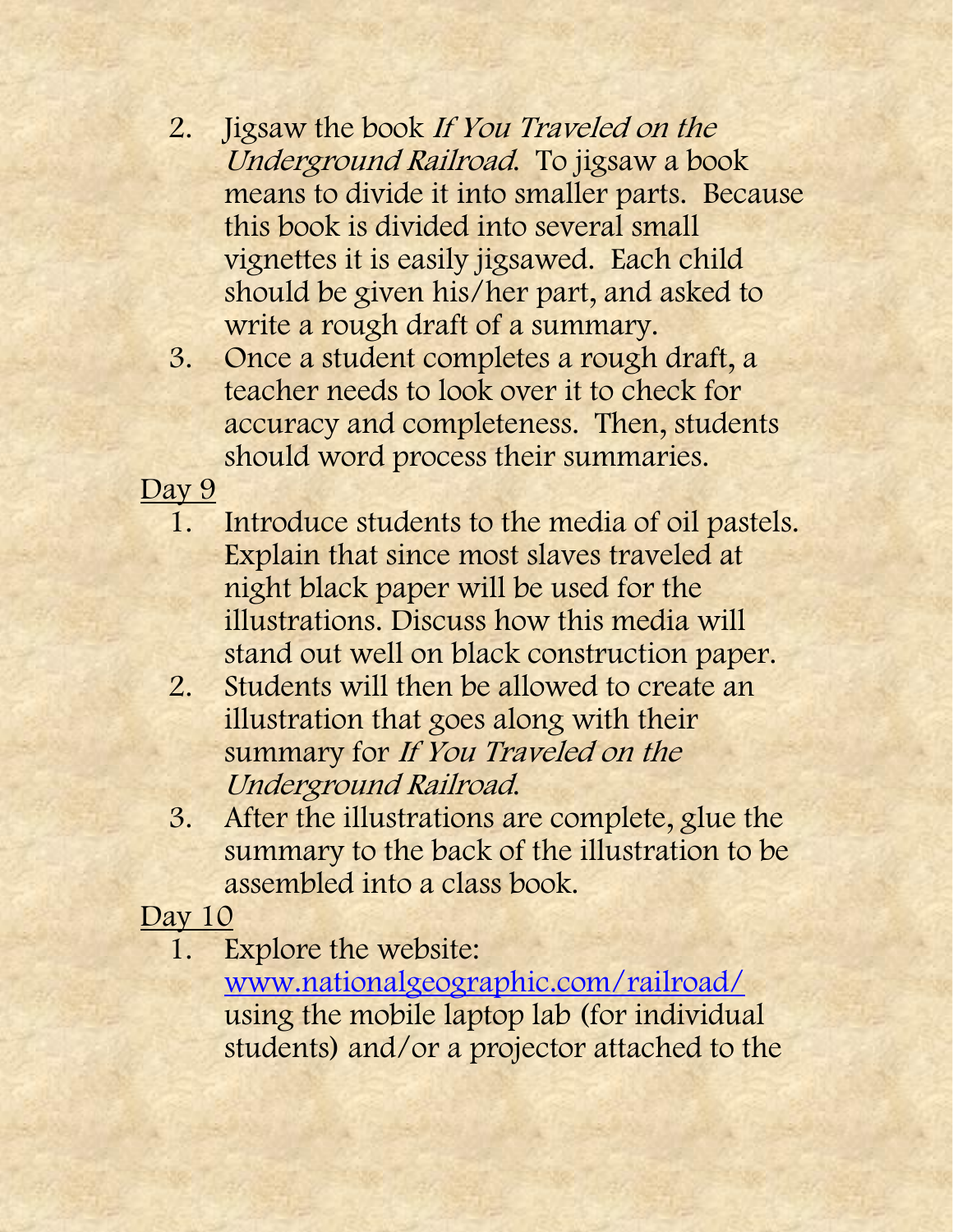2. Jigsaw the book *If You Traveled on the Underground Railroad*. To jigsaw a book means to divide it into smaller parts. Because this book is divided into several small vignettes it is easily jigsawed. Each child should be given his/her part, and asked to write a rough draft of a summary.
3. Once a student completes a rough draft, a teacher needs to look over it to check for accuracy and completeness. Then, students should word process their summaries.

Day 9

1. Introduce students to the media of oil pastels. Explain that since most slaves traveled at night black paper will be used for the illustrations. Discuss how this media will stand out well on black construction paper.
2. Students will then be allowed to create an illustration that goes along with their summary for *If You Traveled on the Underground Railroad*.
3. After the illustrations are complete, glue the summary to the back of the illustration to be assembled into a class book.

Day 10

1. Explore the website: [www.nationalgeographic.com/railroad/](www.nationalgeographic.com/railroad/) using the mobile laptop lab (for individual students) and/or a projector attached to the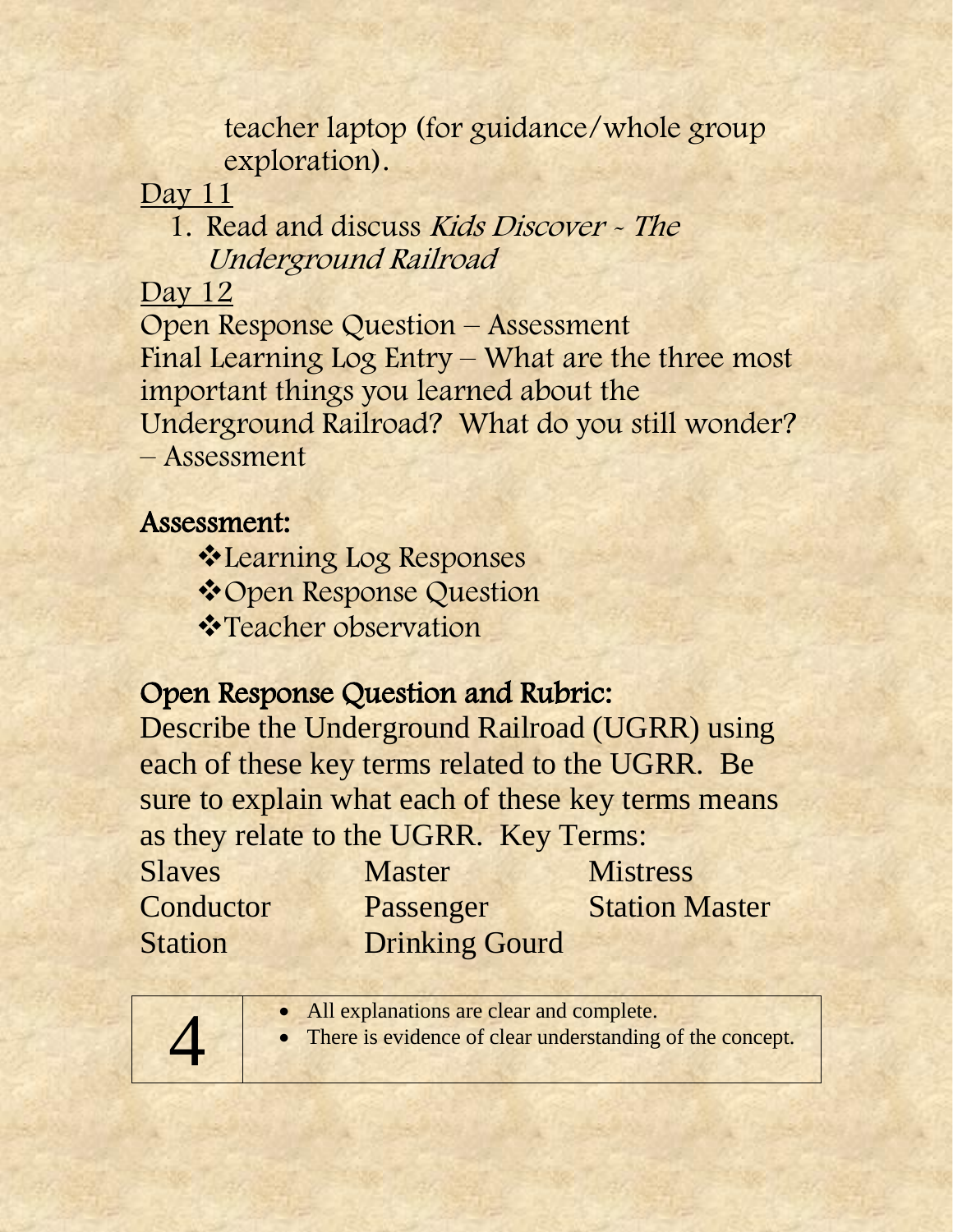teacher laptop (for guidance/whole group exploration).

Day 11

1. Read and discuss *Kids Discover - The Underground Railroad*

Day 12

Open Response Question – Assessment
Final Learning Log Entry – What are the three most important things you learned about the Underground Railroad? What do you still wonder? – Assessment

## Assessment:

- Learning Log Responses
- Open Response Question
- Teacher observation

## Open Response Question and Rubric:

Describe the Underground Railroad (UGRR) using each of these key terms related to the UGRR. Be sure to explain what each of these key terms means as they relate to the UGRR. Key Terms:

| | | |
|---|---|---|
| Slaves | Master | Mistress |
| Conductor | Passenger | Station Master |
| Station | Drinking Gourd | |

| | |
|---|---|
| 4 | • All explanations are clear and complete.<br>• There is evidence of clear understanding of the concept. |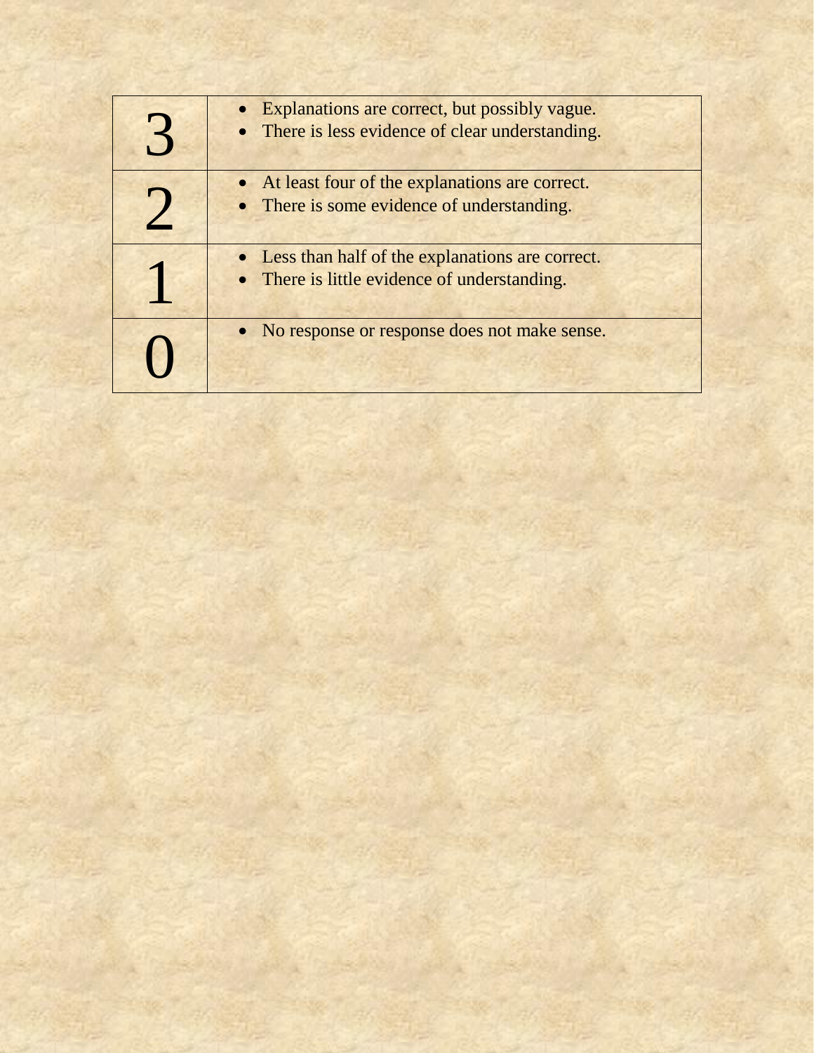| | |
|---|---|
| 3 | • Explanations are correct, but possibly vague.<br>• There is less evidence of clear understanding. |
| 2 | • At least four of the explanations are correct.<br>• There is some evidence of understanding. |
| 1 | • Less than half of the explanations are correct.<br>• There is little evidence of understanding. |
| 0 | • No response or response does not make sense. |